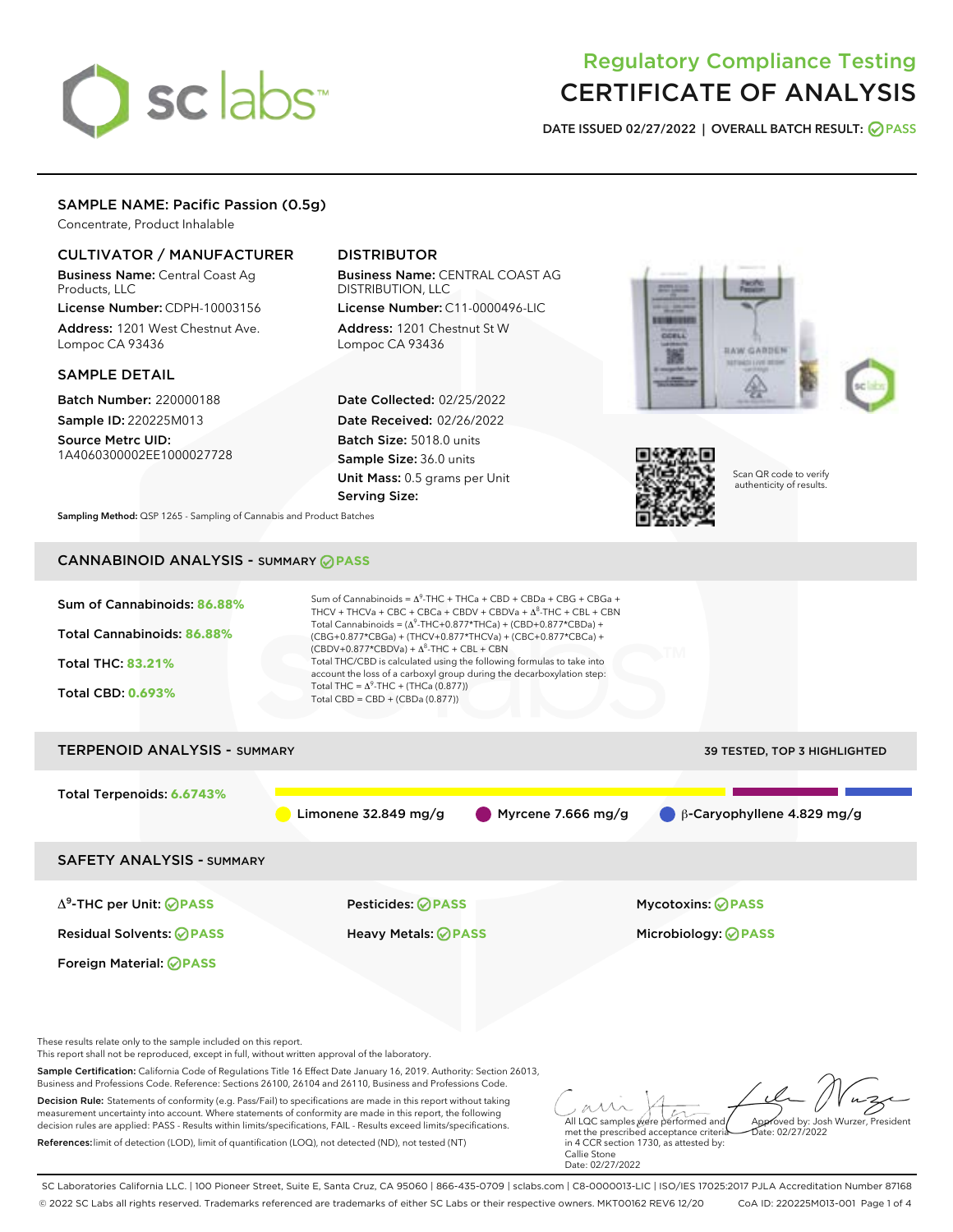# Regulatory Compliance Testing
# CERTIFICATE OF ANALYSIS

**DATE ISSUED** 02/27/2022 | **OVERALL BATCH RESULT:** PASS

## SAMPLE NAME: Pacific Passion (0.5g)

Concentrate, Product Inhalable

### CULTIVATOR / MANUFACTURER

**Business Name:** Central Coast Ag Products, LLC

**License Number:** CDPH-10003156

**Address:** 1201 West Chestnut Ave. Lompoc CA 93436

### DISTRIBUTOR

**Business Name:** CENTRAL COAST AG DISTRIBUTION, LLC

**License Number:** C11-0000496-LIC

**Address:** 1201 Chestnut St W Lompoc CA 93436

### SAMPLE DETAIL

**Batch Number:** 220000188

**Sample ID:** 220225M013

**Source Metrc UID:** 1A4060300002EE1000027728

**Date Collected:** 02/25/2022

**Date Received:** 02/26/2022

**Batch Size:** 5018.0 units

**Sample Size:** 36.0 units

**Unit Mass:** 0.5 grams per Unit

**Serving Size:**

Scan QR code to verify authenticity of results.

**Sampling Method:** QSP 1265 - Sampling of Cannabis and Product Batches

## CANNABINOID ANALYSIS - SUMMARY PASS

**Sum of Cannabinoids:** 86.88%

**Total Cannabinoids:** 86.88%

**Total THC:** 83.21%

**Total CBD:** 0.693%

Sum of Cannabinoids = $\Delta^9$-THC + THCa + CBD + CBDa + CBG + CBGa + THCV + THCVa + CBC + CBCa + CBDV + CBDVa + $\Delta^8$-THC + CBL + CBN

Total Cannabinoids = ($\Delta^9$-THC+0.877*THCa) + (CBD+0.877*CBDa) + (CBG+0.877*CBGa) + (THCV+0.877*THCVa) + (CBC+0.877*CBCa) + (CBDV+0.877*CBDVa) + $\Delta^8$-THC + CBL + CBN

Total THC/CBD is calculated using the following formulas to take into account the loss of a carboxyl group during the decarboxylation step:

Total THC = $\Delta^9$-THC + (THCa (0.877))

Total CBD = CBD + (CBDa (0.877))

## TERPENOID ANALYSIS - SUMMARY

39 TESTED, TOP 3 HIGHLIGHTED

**Total Terpenoids:** 6.6743%

Limonene 32.849 mg/g

Myrcene 7.666 mg/g

β-Caryophyllene 4.829 mg/g

## SAFETY ANALYSIS - SUMMARY

$\Delta^9$-THC per Unit: PASS

Pesticides: PASS

Mycotoxins: PASS

Residual Solvents: PASS

Heavy Metals: PASS

Microbiology: PASS

Foreign Material: PASS

These results relate only to the sample included on this report.
This report shall not be reproduced, except in full, without written approval of the laboratory.

**Sample Certification:** California Code of Regulations Title 16 Effect Date January 16, 2019. Authority: Section 26013, Business and Professions Code. Reference: Sections 26100, 26104 and 26110, Business and Professions Code.

**Decision Rule:** Statements of conformity (e.g. Pass/Fail) to specifications are made in this report without taking measurement uncertainty into account. Where statements of conformity are made in this report, the following decision rules are applied: PASS - Results within limits/specifications, FAIL - Results exceed limits/specifications.

**References:** limit of detection (LOD), limit of quantification (LOQ), not detected (ND), not tested (NT)

All LQC samples were performed and met the prescribed acceptance criteria in 4 CCR section 1730, as attested by: Callie Stone
Date: 02/27/2022

Approved by: Josh Wurzer, President
Date: 02/27/2022

SC Laboratories California LLC. | 100 Pioneer Street, Suite E, Santa Cruz, CA 95060 | 866-435-0709 | sclabs.com | C8-0000013-LIC | ISO/IES 17025:2017 PJLA Accreditation Number 87168
© 2022 SC Labs all rights reserved. Trademarks referenced are trademarks of either SC Labs or their respective owners. MKT00162 REV6 12/20 CoA ID: 220225M013-001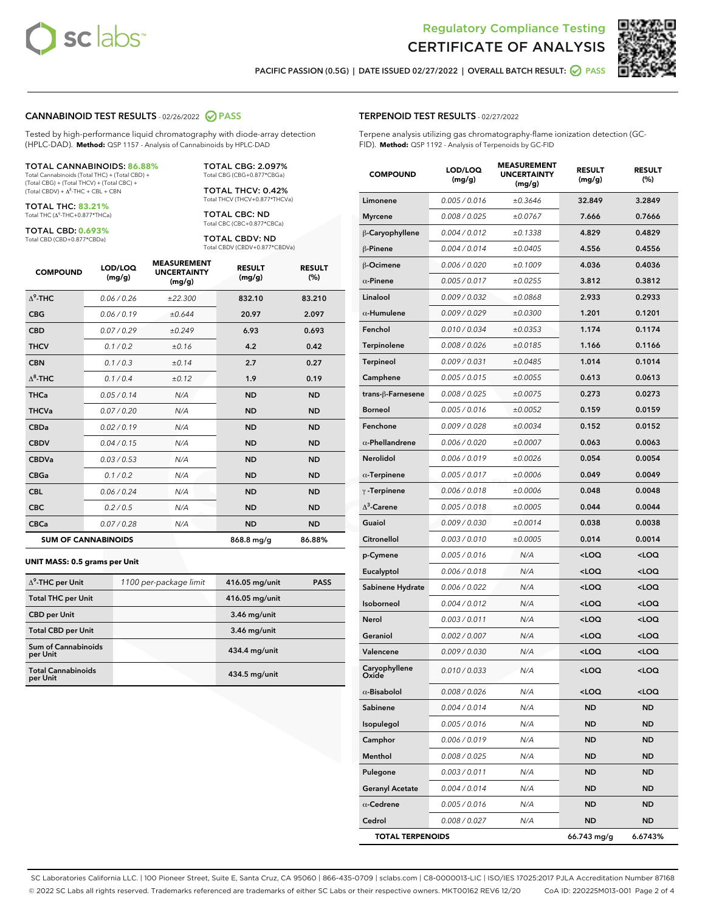Regulatory Compliance Testing
# CERTIFICATE OF ANALYSIS

PACIFIC PASSION (0.5G) | DATE ISSUED 02/27/2022 | OVERALL BATCH RESULT: PASS

## CANNABINOID TEST RESULTS - 02/26/2022 PASS

Tested by high-performance liquid chromatography with diode-array detection (HPLC-DAD). **Method:** QSP 1157 - Analysis of Cannabinoids by HPLC-DAD

**TOTAL CANNABINOIDS: 86.88%**
Total Cannabinoids (Total THC) + (Total CBD) + (Total CBG) + (Total THCV) + (Total CBC) + (Total CBDV) + $\Delta^8$-THC + CBL + CBN

**TOTAL THC: 83.21%**
Total THC ($\Delta^9$-THC+0.877*THCa)

**TOTAL CBD: 0.693%**
Total CBD (CBD+0.877*CBDa)

**TOTAL CBG: 2.097%**
Total CBG (CBG+0.877*CBGa)

**TOTAL THCV: 0.42%**
Total THCV (THCV+0.877*THCVa)

**TOTAL CBC: ND**
Total CBC (CBC+0.877*CBCa)

**TOTAL CBDV: ND**
Total CBDV (CBDV+0.877*CBDVa)

| COMPOUND | LOD/LOQ (mg/g) | MEASUREMENT UNCERTAINTY (mg/g) | RESULT (mg/g) | RESULT (%) |
|---|---|---|---|---|
| $\Delta^9$-THC | 0.06 / 0.26 | ±22.300 | 832.10 | 83.210 |
| CBG | 0.06 / 0.19 | ±0.644 | 20.97 | 2.097 |
| CBD | 0.07 / 0.29 | ±0.249 | 6.93 | 0.693 |
| THCV | 0.1 / 0.2 | ±0.16 | 4.2 | 0.42 |
| CBN | 0.1 / 0.3 | ±0.14 | 2.7 | 0.27 |
| $\Delta^8$-THC | 0.1 / 0.4 | ±0.12 | 1.9 | 0.19 |
| THCa | 0.05 / 0.14 | N/A | ND | ND |
| THCVa | 0.07 / 0.20 | N/A | ND | ND |
| CBDa | 0.02 / 0.19 | N/A | ND | ND |
| CBDV | 0.04 / 0.15 | N/A | ND | ND |
| CBDVa | 0.03 / 0.53 | N/A | ND | ND |
| CBGa | 0.1 / 0.2 | N/A | ND | ND |
| CBL | 0.06 / 0.24 | N/A | ND | ND |
| CBC | 0.2 / 0.5 | N/A | ND | ND |
| CBCa | 0.07 / 0.28 | N/A | ND | ND |
| **SUM OF CANNABINOIDS** | | | 868.8 mg/g | 86.88% |

**UNIT MASS: 0.5 grams per Unit**

| | | | |
|---|---|---|---|
| $\Delta^9$-THC per Unit | 1100 per-package limit | 416.05 mg/unit | PASS |
| Total THC per Unit | | 416.05 mg/unit | |
| CBD per Unit | | 3.46 mg/unit | |
| Total CBD per Unit | | 3.46 mg/unit | |
| Sum of Cannabinoids per Unit | | 434.4 mg/unit | |
| Total Cannabinoids per Unit | | 434.5 mg/unit | |

## TERPENOID TEST RESULTS - 02/27/2022

Terpene analysis utilizing gas chromatography-flame ionization detection (GC-FID). **Method:** QSP 1192 - Analysis of Terpenoids by GC-FID

| COMPOUND | LOD/LOQ (mg/g) | MEASUREMENT UNCERTAINTY (mg/g) | RESULT (mg/g) | RESULT (%) |
|---|---|---|---|---|
| Limonene | 0.005 / 0.016 | ±0.3646 | 32.849 | 3.2849 |
| Myrcene | 0.008 / 0.025 | ±0.0767 | 7.666 | 0.7666 |
| β-Caryophyllene | 0.004 / 0.012 | ±0.1338 | 4.829 | 0.4829 |
| β-Pinene | 0.004 / 0.014 | ±0.0405 | 4.556 | 0.4556 |
| β-Ocimene | 0.006 / 0.020 | ±0.1009 | 4.036 | 0.4036 |
| α-Pinene | 0.005 / 0.017 | ±0.0255 | 3.812 | 0.3812 |
| Linalool | 0.009 / 0.032 | ±0.0868 | 2.933 | 0.2933 |
| α-Humulene | 0.009 / 0.029 | ±0.0300 | 1.201 | 0.1201 |
| Fenchol | 0.010 / 0.034 | ±0.0353 | 1.174 | 0.1174 |
| Terpinolene | 0.008 / 0.026 | ±0.0185 | 1.166 | 0.1166 |
| Terpineol | 0.009 / 0.031 | ±0.0485 | 1.014 | 0.1014 |
| Camphene | 0.005 / 0.015 | ±0.0055 | 0.613 | 0.0613 |
| trans-β-Farnesene | 0.008 / 0.025 | ±0.0075 | 0.273 | 0.0273 |
| Borneol | 0.005 / 0.016 | ±0.0052 | 0.159 | 0.0159 |
| Fenchone | 0.009 / 0.028 | ±0.0034 | 0.152 | 0.0152 |
| α-Phellandrene | 0.006 / 0.020 | ±0.0007 | 0.063 | 0.0063 |
| Nerolidol | 0.006 / 0.019 | ±0.0026 | 0.054 | 0.0054 |
| α-Terpinene | 0.005 / 0.017 | ±0.0006 | 0.049 | 0.0049 |
| γ-Terpinene | 0.006 / 0.018 | ±0.0006 | 0.048 | 0.0048 |
| $\Delta^3$-Carene | 0.005 / 0.018 | ±0.0005 | 0.044 | 0.0044 |
| Guaiol | 0.009 / 0.030 | ±0.0014 | 0.038 | 0.0038 |
| Citronellol | 0.003 / 0.010 | ±0.0005 | 0.014 | 0.0014 |
| p-Cymene | 0.005 / 0.016 | N/A | <LOQ | <LOQ |
| Eucalyptol | 0.006 / 0.018 | N/A | <LOQ | <LOQ |
| Sabinene Hydrate | 0.006 / 0.022 | N/A | <LOQ | <LOQ |
| Isoborneol | 0.004 / 0.012 | N/A | <LOQ | <LOQ |
| Nerol | 0.003 / 0.011 | N/A | <LOQ | <LOQ |
| Geraniol | 0.002 / 0.007 | N/A | <LOQ | <LOQ |
| Valencene | 0.009 / 0.030 | N/A | <LOQ | <LOQ |
| Caryophyllene Oxide | 0.010 / 0.033 | N/A | <LOQ | <LOQ |
| α-Bisabolol | 0.008 / 0.026 | N/A | <LOQ | <LOQ |
| Sabinene | 0.004 / 0.014 | N/A | ND | ND |
| Isopulegol | 0.005 / 0.016 | N/A | ND | ND |
| Camphor | 0.006 / 0.019 | N/A | ND | ND |
| Menthol | 0.008 / 0.025 | N/A | ND | ND |
| Pulegone | 0.003 / 0.011 | N/A | ND | ND |
| Geranyl Acetate | 0.004 / 0.014 | N/A | ND | ND |
| α-Cedrene | 0.005 / 0.016 | N/A | ND | ND |
| Cedrol | 0.008 / 0.027 | N/A | ND | ND |
| **TOTAL TERPENOIDS** | | | 66.743 mg/g | 6.6743% |

SC Laboratories California LLC. | 100 Pioneer Street, Suite E, Santa Cruz, CA 95060 | 866-435-0709 | sclabs.com | C8-0000013-LIC | ISO/IES 17025:2017 PJLA Accreditation Number 87168
© 2022 SC Labs all rights reserved. Trademarks referenced are trademarks of either SC Labs or their respective owners. MKT00162 REV6 12/20 CoA ID: 220225M013-001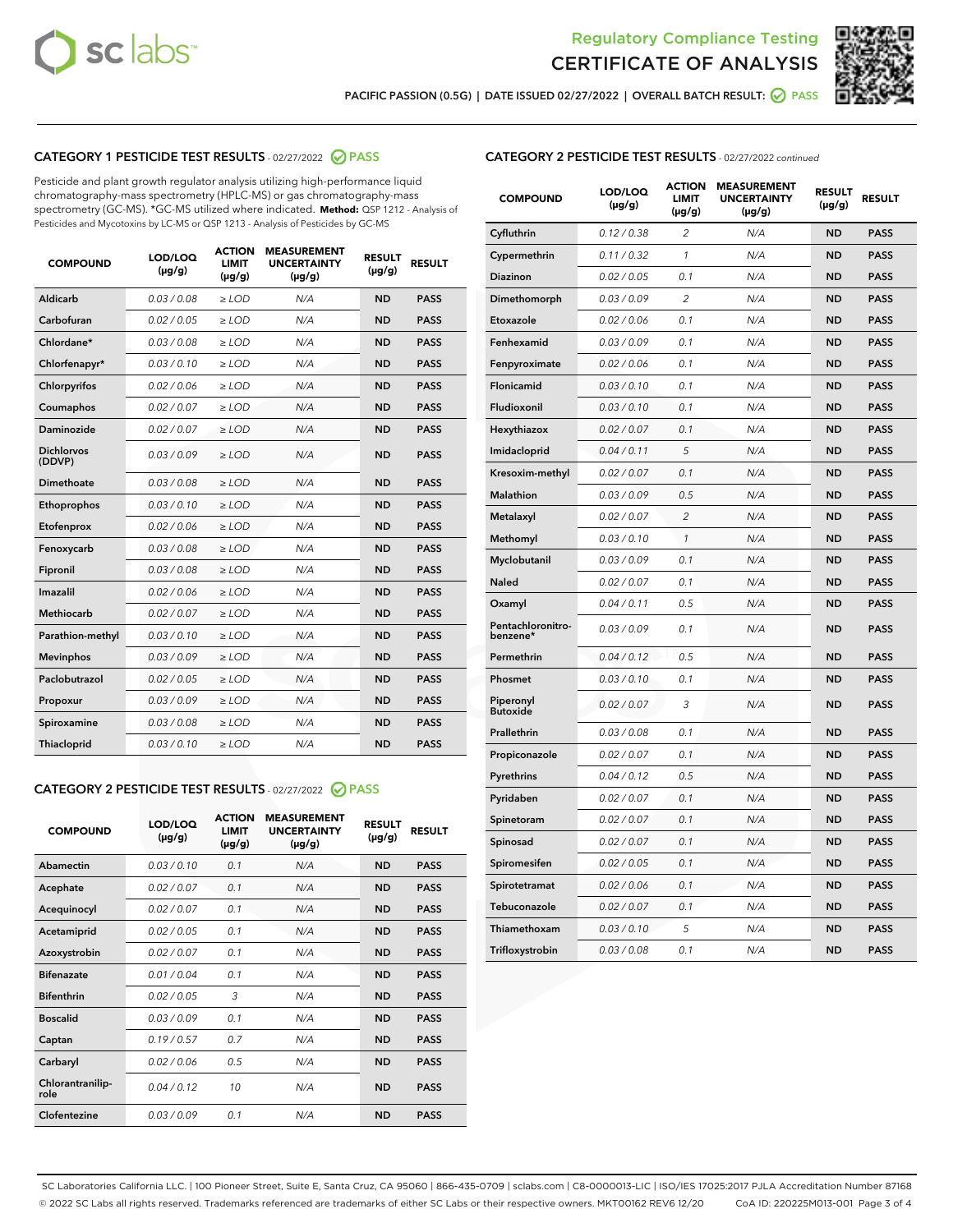Regulatory Compliance Testing
CERTIFICATE OF ANALYSIS

PACIFIC PASSION (0.5G) | DATE ISSUED 02/27/2022 | OVERALL BATCH RESULT: PASS

## CATEGORY 1 PESTICIDE TEST RESULTS - 02/27/2022 PASS

Pesticide and plant growth regulator analysis utilizing high-performance liquid chromatography-mass spectrometry (HPLC-MS) or gas chromatography-mass spectrometry (GC-MS). *GC-MS utilized where indicated. **Method:** QSP 1212 - Analysis of Pesticides and Mycotoxins by LC-MS or QSP 1213 - Analysis of Pesticides by GC-MS

| COMPOUND | LOD/LOQ (µg/g) | ACTION LIMIT (µg/g) | MEASUREMENT UNCERTAINTY (µg/g) | RESULT (µg/g) | RESULT |
|---|---|---|---|---|---|
| Aldicarb | 0.03 / 0.08 | ≥ LOD | N/A | ND | PASS |
| Carbofuran | 0.02 / 0.05 | ≥ LOD | N/A | ND | PASS |
| Chlordane* | 0.03 / 0.08 | ≥ LOD | N/A | ND | PASS |
| Chlorfenapyr* | 0.03 / 0.10 | ≥ LOD | N/A | ND | PASS |
| Chlorpyrifos | 0.02 / 0.06 | ≥ LOD | N/A | ND | PASS |
| Coumaphos | 0.02 / 0.07 | ≥ LOD | N/A | ND | PASS |
| Daminozide | 0.02 / 0.07 | ≥ LOD | N/A | ND | PASS |
| Dichlorvos (DDVP) | 0.03 / 0.09 | ≥ LOD | N/A | ND | PASS |
| Dimethoate | 0.03 / 0.08 | ≥ LOD | N/A | ND | PASS |
| Ethoprophos | 0.03 / 0.10 | ≥ LOD | N/A | ND | PASS |
| Etofenprox | 0.02 / 0.06 | ≥ LOD | N/A | ND | PASS |
| Fenoxycarb | 0.03 / 0.08 | ≥ LOD | N/A | ND | PASS |
| Fipronil | 0.03 / 0.08 | ≥ LOD | N/A | ND | PASS |
| Imazalil | 0.02 / 0.06 | ≥ LOD | N/A | ND | PASS |
| Methiocarb | 0.02 / 0.07 | ≥ LOD | N/A | ND | PASS |
| Parathion-methyl | 0.03 / 0.10 | ≥ LOD | N/A | ND | PASS |
| Mevinphos | 0.03 / 0.09 | ≥ LOD | N/A | ND | PASS |
| Paclobutrazol | 0.02 / 0.05 | ≥ LOD | N/A | ND | PASS |
| Propoxur | 0.03 / 0.09 | ≥ LOD | N/A | ND | PASS |
| Spiroxamine | 0.03 / 0.08 | ≥ LOD | N/A | ND | PASS |
| Thiacloprid | 0.03 / 0.10 | ≥ LOD | N/A | ND | PASS |

## CATEGORY 2 PESTICIDE TEST RESULTS - 02/27/2022 PASS

| COMPOUND | LOD/LOQ (µg/g) | ACTION LIMIT (µg/g) | MEASUREMENT UNCERTAINTY (µg/g) | RESULT (µg/g) | RESULT |
|---|---|---|---|---|---|
| Abamectin | 0.03 / 0.10 | 0.1 | N/A | ND | PASS |
| Acephate | 0.02 / 0.07 | 0.1 | N/A | ND | PASS |
| Acequinocyl | 0.02 / 0.07 | 0.1 | N/A | ND | PASS |
| Acetamiprid | 0.02 / 0.05 | 0.1 | N/A | ND | PASS |
| Azoxystrobin | 0.02 / 0.07 | 0.1 | N/A | ND | PASS |
| Bifenazate | 0.01 / 0.04 | 0.1 | N/A | ND | PASS |
| Bifenthrin | 0.02 / 0.05 | 3 | N/A | ND | PASS |
| Boscalid | 0.03 / 0.09 | 0.1 | N/A | ND | PASS |
| Captan | 0.19 / 0.57 | 0.7 | N/A | ND | PASS |
| Carbaryl | 0.02 / 0.06 | 0.5 | N/A | ND | PASS |
| Chlorantraniliprole | 0.04 / 0.12 | 10 | N/A | ND | PASS |
| Clofentezine | 0.03 / 0.09 | 0.1 | N/A | ND | PASS |
| Cyfluthrin | 0.12 / 0.38 | 2 | N/A | ND | PASS |
| Cypermethrin | 0.11 / 0.32 | 1 | N/A | ND | PASS |
| Diazinon | 0.02 / 0.05 | 0.1 | N/A | ND | PASS |
| Dimethomorph | 0.03 / 0.09 | 2 | N/A | ND | PASS |
| Etoxazole | 0.02 / 0.06 | 0.1 | N/A | ND | PASS |
| Fenhexamid | 0.03 / 0.09 | 0.1 | N/A | ND | PASS |
| Fenpyroximate | 0.02 / 0.06 | 0.1 | N/A | ND | PASS |
| Flonicamid | 0.03 / 0.10 | 0.1 | N/A | ND | PASS |
| Fludioxonil | 0.03 / 0.10 | 0.1 | N/A | ND | PASS |
| Hexythiazox | 0.02 / 0.07 | 0.1 | N/A | ND | PASS |
| Imidacloprid | 0.04 / 0.11 | 5 | N/A | ND | PASS |
| Kresoxim-methyl | 0.02 / 0.07 | 0.1 | N/A | ND | PASS |
| Malathion | 0.03 / 0.09 | 0.5 | N/A | ND | PASS |
| Metalaxyl | 0.02 / 0.07 | 2 | N/A | ND | PASS |
| Methomyl | 0.03 / 0.10 | 1 | N/A | ND | PASS |
| Myclobutanil | 0.03 / 0.09 | 0.1 | N/A | ND | PASS |
| Naled | 0.02 / 0.07 | 0.1 | N/A | ND | PASS |
| Oxamyl | 0.04 / 0.11 | 0.5 | N/A | ND | PASS |
| Pentachloronitrobenzene* | 0.03 / 0.09 | 0.1 | N/A | ND | PASS |
| Permethrin | 0.04 / 0.12 | 0.5 | N/A | ND | PASS |
| Phosmet | 0.03 / 0.10 | 0.1 | N/A | ND | PASS |
| Piperonyl Butoxide | 0.02 / 0.07 | 3 | N/A | ND | PASS |
| Prallethrin | 0.03 / 0.08 | 0.1 | N/A | ND | PASS |
| Propiconazole | 0.02 / 0.07 | 0.1 | N/A | ND | PASS |
| Pyrethrins | 0.04 / 0.12 | 0.5 | N/A | ND | PASS |
| Pyridaben | 0.02 / 0.07 | 0.1 | N/A | ND | PASS |
| Spinetoram | 0.02 / 0.07 | 0.1 | N/A | ND | PASS |
| Spinosad | 0.02 / 0.07 | 0.1 | N/A | ND | PASS |
| Spiromesifen | 0.02 / 0.05 | 0.1 | N/A | ND | PASS |
| Spirotetramat | 0.02 / 0.06 | 0.1 | N/A | ND | PASS |
| Tebuconazole | 0.02 / 0.07 | 0.1 | N/A | ND | PASS |
| Thiamethoxam | 0.03 / 0.10 | 5 | N/A | ND | PASS |
| Trifloxystrobin | 0.03 / 0.08 | 0.1 | N/A | ND | PASS |

SC Laboratories California LLC. | 100 Pioneer Street, Suite E, Santa Cruz, CA 95060 | 866-435-0709 | sclabs.com | C8-0000013-LIC | ISO/IES 17025:2017 PJLA Accreditation Number 87168
© 2022 SC Labs all rights reserved. Trademarks referenced are trademarks of either SC Labs or their respective owners. MKT00162 REV6 12/20 CoA ID: 220225M013-001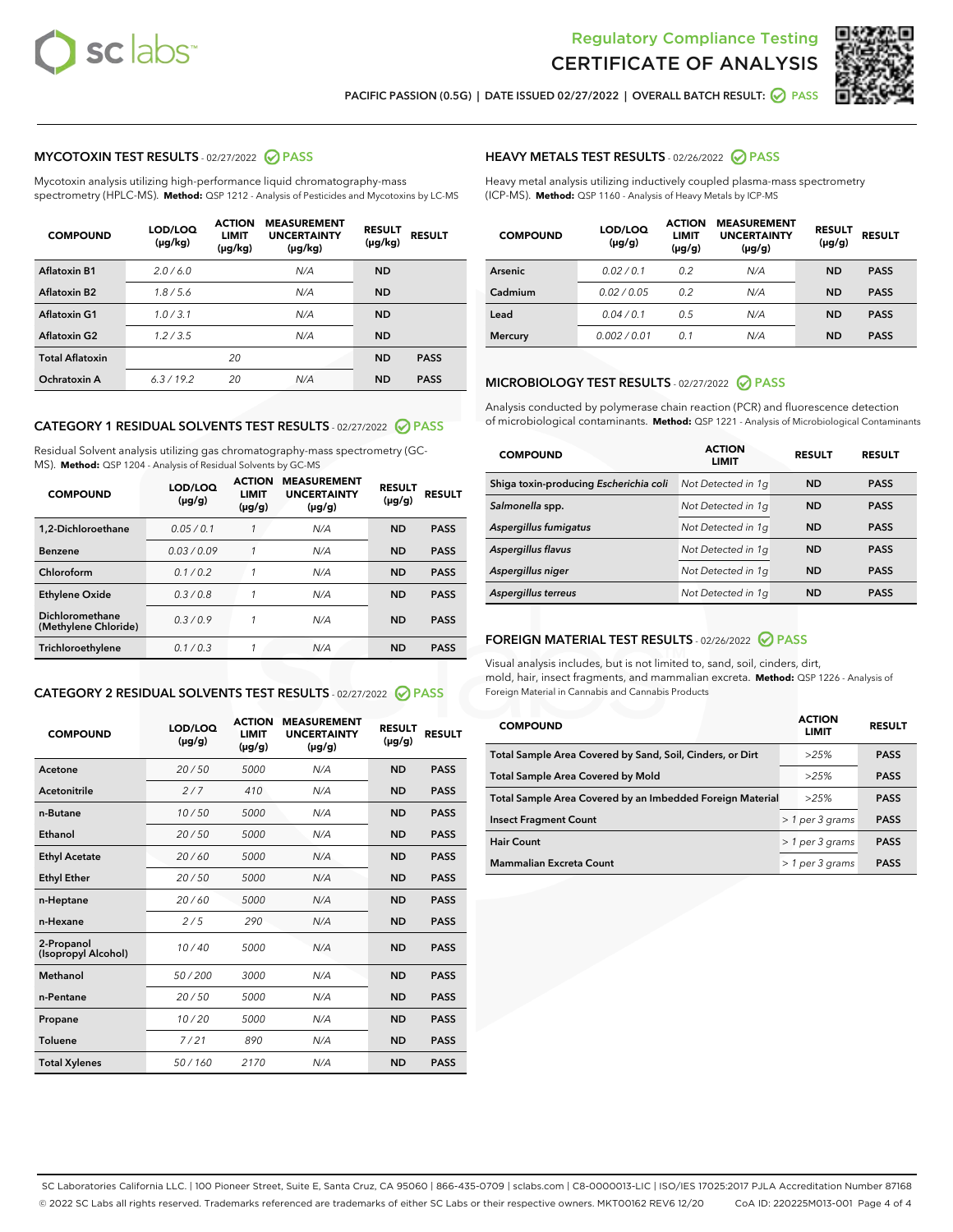Regulatory Compliance Testing

# CERTIFICATE OF ANALYSIS

PACIFIC PASSION (0.5G) | DATE ISSUED 02/27/2022 | OVERALL BATCH RESULT: PASS

## MYCOTOXIN TEST RESULTS - 02/27/2022 PASS

Mycotoxin analysis utilizing high-performance liquid chromatography-mass spectrometry (HPLC-MS). **Method:** QSP 1212 - Analysis of Pesticides and Mycotoxins by LC-MS

| COMPOUND | LOD/LOQ (μg/kg) | ACTION LIMIT (μg/kg) | MEASUREMENT UNCERTAINTY (μg/kg) | RESULT (μg/kg) | RESULT |
|---|---|---|---|---|---|
| Aflatoxin B1 | 2.0 / 6.0 | | N/A | ND | |
| Aflatoxin B2 | 1.8 / 5.6 | | N/A | ND | |
| Aflatoxin G1 | 1.0 / 3.1 | | N/A | ND | |
| Aflatoxin G2 | 1.2 / 3.5 | | N/A | ND | |
| Total Aflatoxin | | 20 | | ND | PASS |
| Ochratoxin A | 6.3 / 19.2 | 20 | N/A | ND | PASS |

## CATEGORY 1 RESIDUAL SOLVENTS TEST RESULTS - 02/27/2022 PASS

Residual Solvent analysis utilizing gas chromatography-mass spectrometry (GC-MS). **Method:** QSP 1204 - Analysis of Residual Solvents by GC-MS

| COMPOUND | LOD/LOQ (μg/g) | ACTION LIMIT (μg/g) | MEASUREMENT UNCERTAINTY (μg/g) | RESULT (μg/g) | RESULT |
|---|---|---|---|---|---|
| 1,2-Dichloroethane | 0.05 / 0.1 | 1 | N/A | ND | PASS |
| Benzene | 0.03 / 0.09 | 1 | N/A | ND | PASS |
| Chloroform | 0.1 / 0.2 | 1 | N/A | ND | PASS |
| Ethylene Oxide | 0.3 / 0.8 | 1 | N/A | ND | PASS |
| Dichloromethane (Methylene Chloride) | 0.3 / 0.9 | 1 | N/A | ND | PASS |
| Trichloroethylene | 0.1 / 0.3 | 1 | N/A | ND | PASS |

## CATEGORY 2 RESIDUAL SOLVENTS TEST RESULTS - 02/27/2022 PASS

| COMPOUND | LOD/LOQ (μg/g) | ACTION LIMIT (μg/g) | MEASUREMENT UNCERTAINTY (μg/g) | RESULT (μg/g) | RESULT |
|---|---|---|---|---|---|
| Acetone | 20 / 50 | 5000 | N/A | ND | PASS |
| Acetonitrile | 2 / 7 | 410 | N/A | ND | PASS |
| n-Butane | 10 / 50 | 5000 | N/A | ND | PASS |
| Ethanol | 20 / 50 | 5000 | N/A | ND | PASS |
| Ethyl Acetate | 20 / 60 | 5000 | N/A | ND | PASS |
| Ethyl Ether | 20 / 50 | 5000 | N/A | ND | PASS |
| n-Heptane | 20 / 60 | 5000 | N/A | ND | PASS |
| n-Hexane | 2 / 5 | 290 | N/A | ND | PASS |
| 2-Propanol (Isopropyl Alcohol) | 10 / 40 | 5000 | N/A | ND | PASS |
| Methanol | 50 / 200 | 3000 | N/A | ND | PASS |
| n-Pentane | 20 / 50 | 5000 | N/A | ND | PASS |
| Propane | 10 / 20 | 5000 | N/A | ND | PASS |
| Toluene | 7 / 21 | 890 | N/A | ND | PASS |
| Total Xylenes | 50 / 160 | 2170 | N/A | ND | PASS |

## HEAVY METALS TEST RESULTS - 02/26/2022 PASS

Heavy metal analysis utilizing inductively coupled plasma-mass spectrometry (ICP-MS). **Method:** QSP 1160 - Analysis of Heavy Metals by ICP-MS

| COMPOUND | LOD/LOQ (μg/g) | ACTION LIMIT (μg/g) | MEASUREMENT UNCERTAINTY (μg/g) | RESULT (μg/g) | RESULT |
|---|---|---|---|---|---|
| Arsenic | 0.02 / 0.1 | 0.2 | N/A | ND | PASS |
| Cadmium | 0.02 / 0.05 | 0.2 | N/A | ND | PASS |
| Lead | 0.04 / 0.1 | 0.5 | N/A | ND | PASS |
| Mercury | 0.002 / 0.01 | 0.1 | N/A | ND | PASS |

## MICROBIOLOGY TEST RESULTS - 02/27/2022 PASS

Analysis conducted by polymerase chain reaction (PCR) and fluorescence detection of microbiological contaminants. **Method:** QSP 1221 - Analysis of Microbiological Contaminants

| COMPOUND | ACTION LIMIT | RESULT | RESULT |
|---|---|---|---|
| Shiga toxin-producing *Escherichia coli* | Not Detected in 1g | ND | PASS |
| *Salmonella* spp. | Not Detected in 1g | ND | PASS |
| *Aspergillus fumigatus* | Not Detected in 1g | ND | PASS |
| *Aspergillus flavus* | Not Detected in 1g | ND | PASS |
| *Aspergillus niger* | Not Detected in 1g | ND | PASS |
| *Aspergillus terreus* | Not Detected in 1g | ND | PASS |

## FOREIGN MATERIAL TEST RESULTS - 02/26/2022 PASS

Visual analysis includes, but is not limited to, sand, soil, cinders, dirt, mold, hair, insect fragments, and mammalian excreta. **Method:** QSP 1226 - Analysis of Foreign Material in Cannabis and Cannabis Products

| COMPOUND | ACTION LIMIT | RESULT |
|---|---|---|
| Total Sample Area Covered by Sand, Soil, Cinders, or Dirt | >25% | PASS |
| Total Sample Area Covered by Mold | >25% | PASS |
| Total Sample Area Covered by an Imbedded Foreign Material | >25% | PASS |
| Insect Fragment Count | > 1 per 3 grams | PASS |
| Hair Count | > 1 per 3 grams | PASS |
| Mammalian Excreta Count | > 1 per 3 grams | PASS |

SC Laboratories California LLC. | 100 Pioneer Street, Suite E, Santa Cruz, CA 95060 | 866-435-0709 | sclabs.com | C8-0000013-LIC | ISO/IES 17025:2017 PJLA Accreditation Number 87168
© 2022 SC Labs all rights reserved. Trademarks referenced are trademarks of either SC Labs or their respective owners. MKT00162 REV6 12/20 CoA ID: 220225M013-001